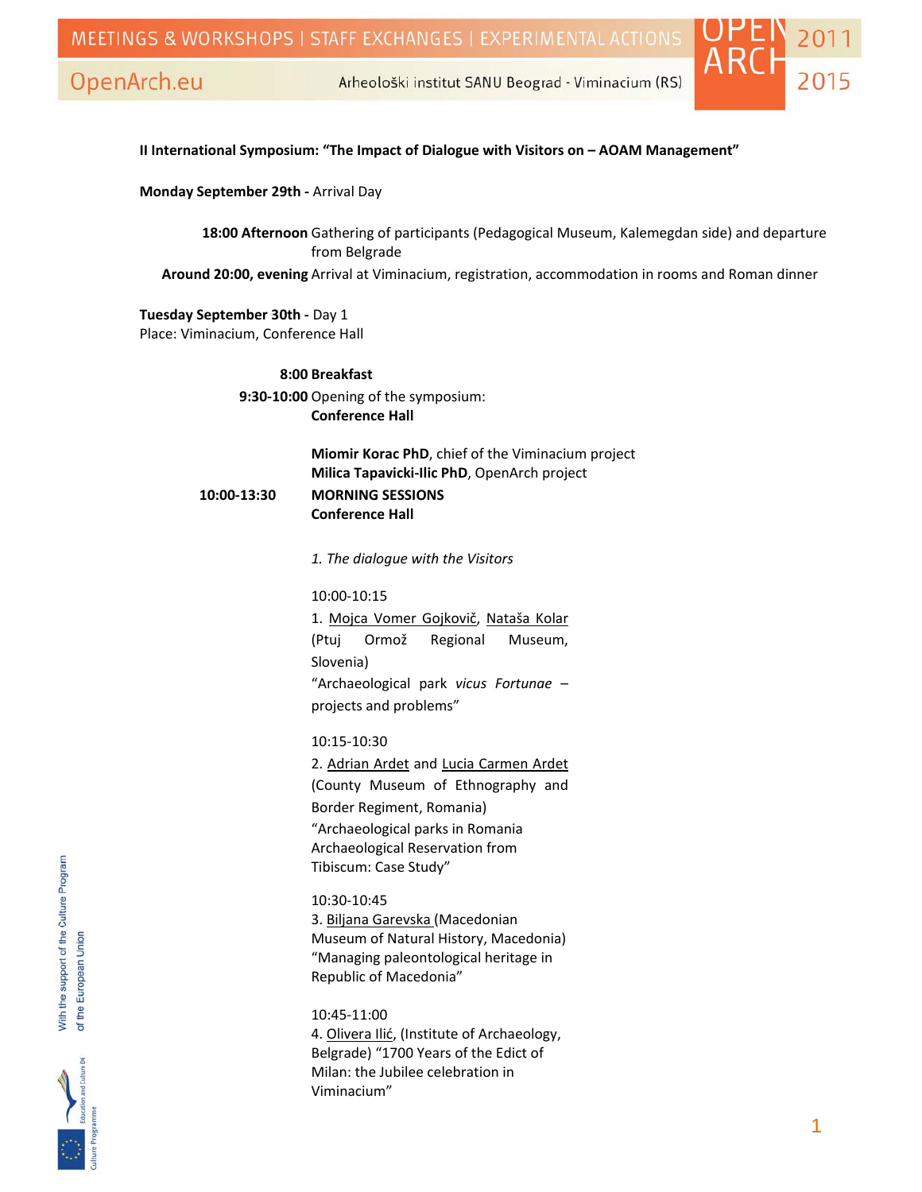**II International Symposium: "The Impact of Dialogue with Visitors on – AOAM Management"**

**Monday September 29th -** Arrival Day

**18:00 Afternoon** Gathering of participants (Pedagogical Museum, Kalemegdan side) and departure from Belgrade

**Around 20:00, evening** Arrival at Viminacium, registration, accommodation in rooms and Roman dinner

**Tuesday September 30th -** Day 1
Place: Viminacium, Conference Hall

**8:00 Breakfast**

**9:30-10:00** Opening of the symposium:
**Conference Hall**

**Miomir Korac PhD**, chief of the Viminacium project
**Milica Tapavicki-Ilic PhD**, OpenArch project

**10:00-13:30** **MORNING SESSIONS**
**Conference Hall**

*1. The dialogue with the Visitors*

10:00-10:15
1. Mojca Vomer Gojkovič, Nataša Kolar (Ptuj Ormož Regional Museum, Slovenia)
"Archaeological park *vicus Fortunae* – projects and problems"

10:15-10:30
2. Adrian Ardet and Lucia Carmen Ardet (County Museum of Ethnography and Border Regiment, Romania)
"Archaeological parks in Romania Archaeological Reservation from Tibiscum: Case Study"

10:30-10:45
3. Biljana Garevska (Macedonian Museum of Natural History, Macedonia)
"Managing paleontological heritage in Republic of Macedonia"

10:45-11:00
4. Olivera Ilić, (Institute of Archaeology, Belgrade) "1700 Years of the Edict of Milan: the Jubilee celebration in Viminacium"

With the support of the Culture Program of the European Union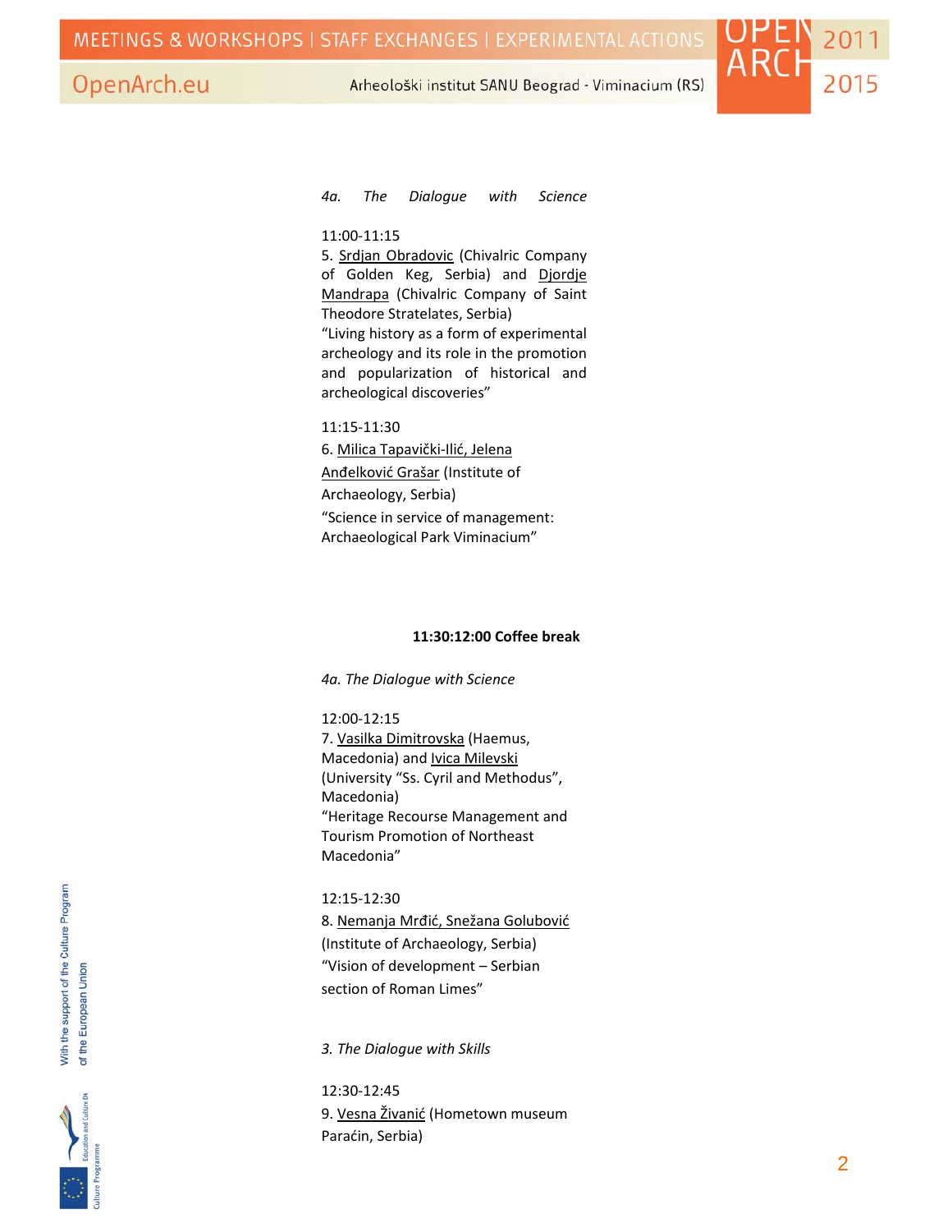*4a. The Dialogue with Science*

11:00-11:15

5. Srdjan Obradovic (Chivalric Company of Golden Keg, Serbia) and Djordje Mandrapa (Chivalric Company of Saint Theodore Stratelates, Serbia)
"Living history as a form of experimental archeology and its role in the promotion and popularization of historical and archeological discoveries"

11:15-11:30

6. Milica Tapavički-Ilić, Jelena Anđelković Grašar (Institute of Archaeology, Serbia)
"Science in service of management: Archaeological Park Viminacium"

**11:30:12:00 Coffee break**

*4a. The Dialogue with Science*

12:00-12:15

7. Vasilka Dimitrovska (Haemus, Macedonia) and Ivica Milevski (University "Ss. Cyril and Methodus", Macedonia)
"Heritage Recourse Management and Tourism Promotion of Northeast Macedonia"

12:15-12:30

8. Nemanja Mrđić, Snežana Golubović (Institute of Archaeology, Serbia)
"Vision of development – Serbian section of Roman Limes"

*3. The Dialogue with Skills*

12:30-12:45

9. Vesna Živanić (Hometown museum Paraćin, Serbia)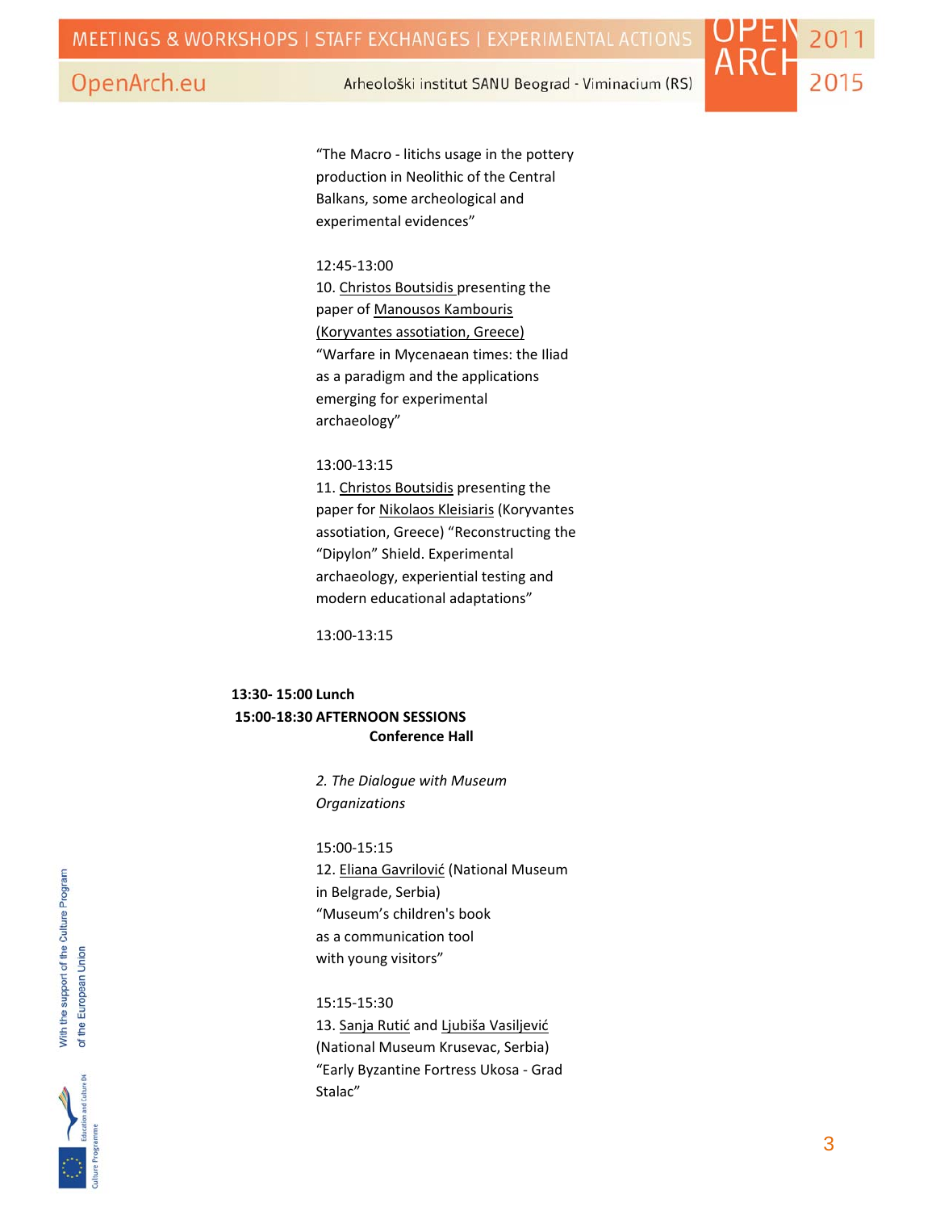"The Macro - litichs usage in the pottery production in Neolithic of the Central Balkans, some archeological and experimental evidences"

12:45-13:00
10. Christos Boutsidis presenting the paper of Manousos Kambouris (Koryvantes assotiation, Greece) "Warfare in Mycenaean times: the Iliad as a paradigm and the applications emerging for experimental archaeology"

13:00-13:15
11. Christos Boutsidis presenting the paper for Nikolaos Kleisiaris (Koryvantes assotiation, Greece) "Reconstructing the "Dipylon" Shield. Experimental archaeology, experiential testing and modern educational adaptations"

13:00-13:15

**13:30- 15:00 Lunch**

**15:00-18:30 AFTERNOON SESSIONS**

**Conference Hall**

*2. The Dialogue with Museum Organizations*

15:00-15:15
12. Eliana Gavrilović (National Museum in Belgrade, Serbia) "Museum's children's book as a communication tool with young visitors"

15:15-15:30
13. Sanja Rutić and Ljubiša Vasiljević (National Museum Krusevac, Serbia) "Early Byzantine Fortress Ukosa - Grad Stalac"

With the support of the Culture Program of the European Union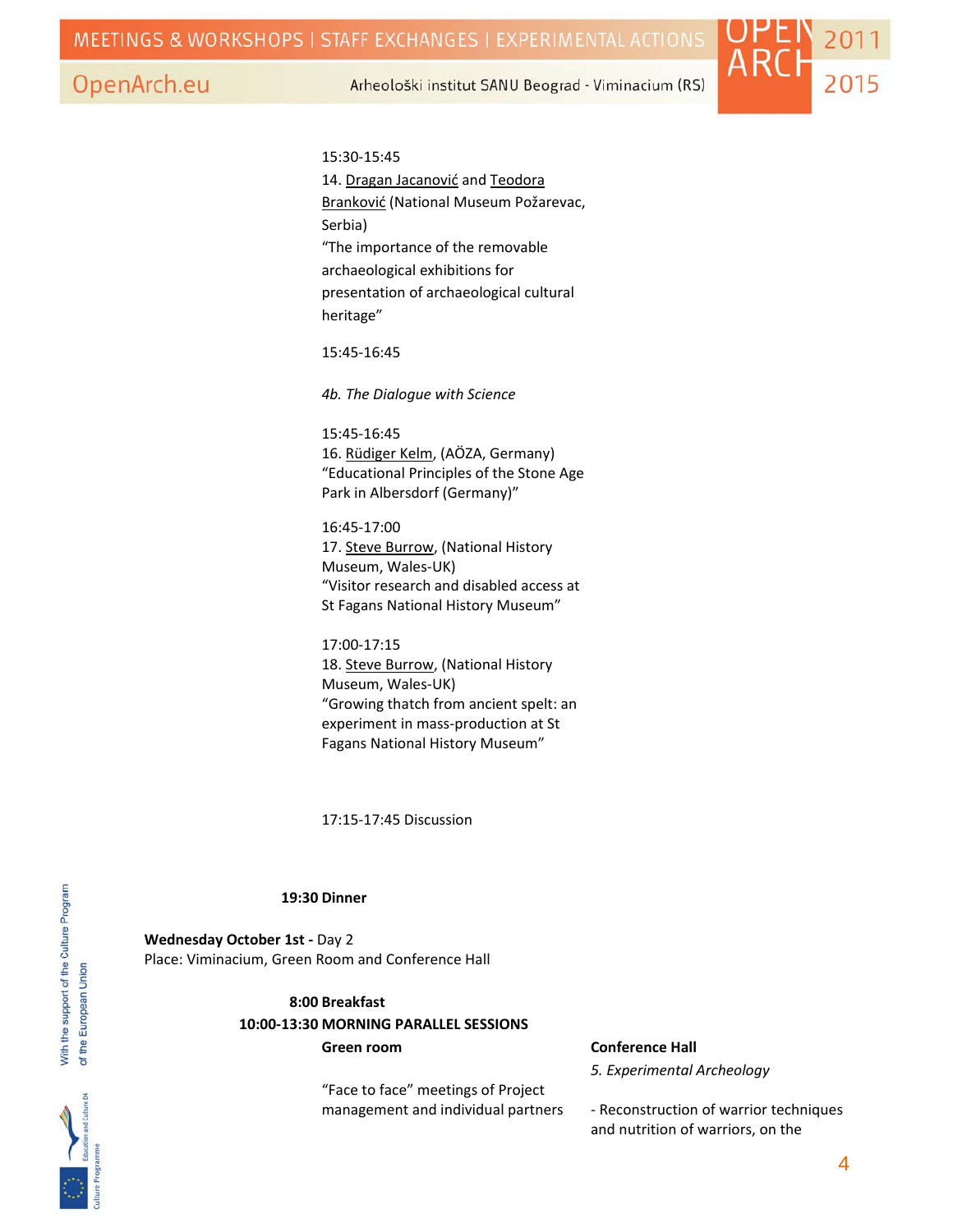15:30-15:45
14. Dragan Jacanović and Teodora Branković (National Museum Požarevac, Serbia)
"The importance of the removable archaeological exhibitions for presentation of archaeological cultural heritage"

15:45-16:45

*4b. The Dialogue with Science*

15:45-16:45
16. Rüdiger Kelm, (AÖZA, Germany)
"Educational Principles of the Stone Age Park in Albersdorf (Germany)"

16:45-17:00
17. Steve Burrow, (National History Museum, Wales-UK)
"Visitor research and disabled access at St Fagans National History Museum"

17:00-17:15
18. Steve Burrow, (National History Museum, Wales-UK)
"Growing thatch from ancient spelt: an experiment in mass-production at St Fagans National History Museum"

17:15-17:45 Discussion

**19:30 Dinner**

**Wednesday October 1st -** Day 2
Place: Viminacium, Green Room and Conference Hall

**8:00 Breakfast**
**10:00-13:30 MORNING PARALLEL SESSIONS**

**Green room**

"Face to face" meetings of Project management and individual partners

**Conference Hall**
*5. Experimental Archeology*

- Reconstruction of warrior techniques and nutrition of warriors, on the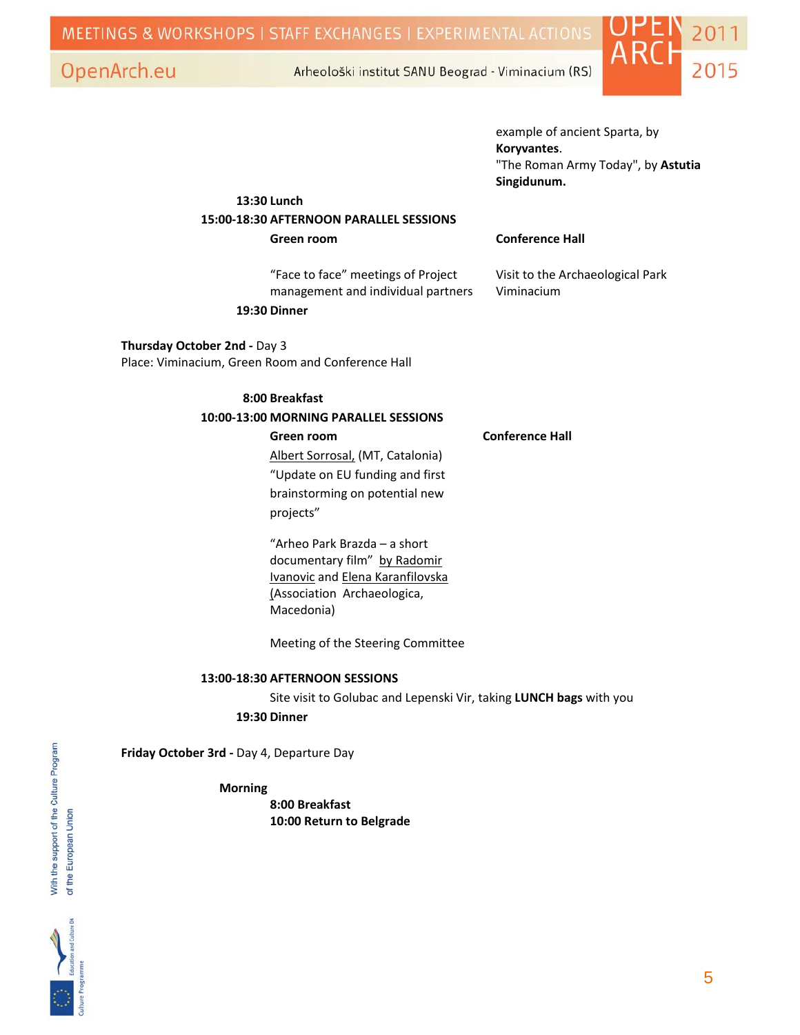example of ancient Sparta, by **Koryvantes**.
"The Roman Army Today", by **Astutia Singidunum.**

**13:30 Lunch**

**15:00-18:30 AFTERNOON PARALLEL SESSIONS**

**Green room**

"Face to face" meetings of Project management and individual partners

**Conference Hall**

Visit to the Archaeological Park Viminacium

**19:30 Dinner**

**Thursday October 2nd -** Day 3
Place: Viminacium, Green Room and Conference Hall

**8:00 Breakfast**

**10:00-13:00 MORNING PARALLEL SESSIONS**

**Green room**

Albert Sorrosal, (MT, Catalonia) "Update on EU funding and first brainstorming on potential new projects"

"Arheo Park Brazda – a short documentary film" by Radomir Ivanovic and Elena Karanfilovska (Association Archaeologica, Macedonia)

Meeting of the Steering Committee

**Conference Hall**

**13:00-18:30 AFTERNOON SESSIONS**

Site visit to Golubac and Lepenski Vir, taking **LUNCH bags** with you

**19:30 Dinner**

**Friday October 3rd -** Day 4, Departure Day

**Morning**

**8:00 Breakfast**
**10:00 Return to Belgrade**